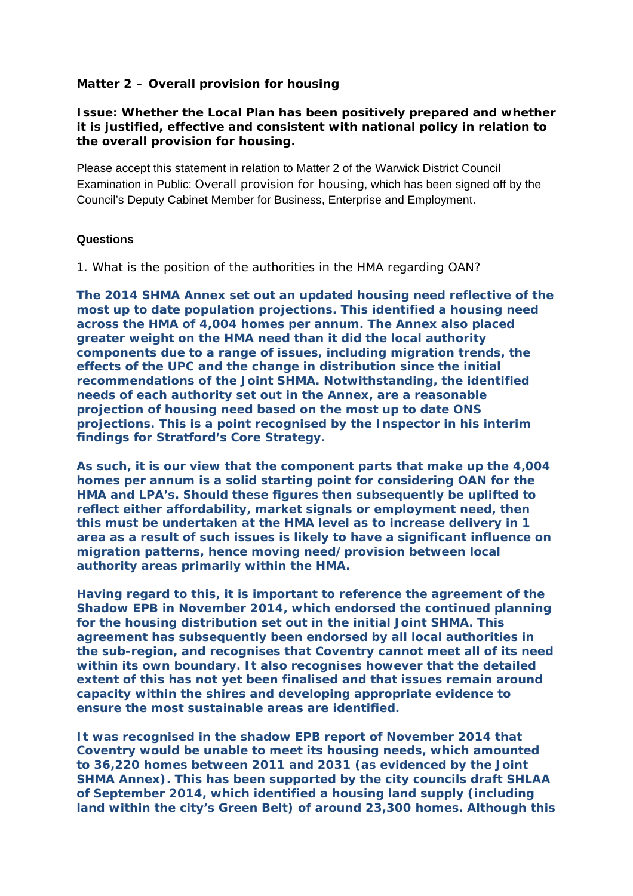**Matter 2 – Overall provision for housing**

**Issue: Whether the Local Plan has been positively prepared and whether it is justified, effective and consistent with national policy in relation to the overall provision for housing.**

Please accept this statement in relation to Matter 2 of the Warwick District Council Examination in Public: Overall provision for housing, which has been signed off by the Council's Deputy Cabinet Member for Business, Enterprise and Employment.

**Questions**

1. What is the position of the authorities in the HMA regarding OAN?

**The 2014 SHMA Annex set out an updated housing need reflective of the most up to date population projections. This identified a housing need across the HMA of 4,004 homes per annum. The Annex also placed greater weight on the HMA need than it did the local authority components due to a range of issues, including migration trends, the effects of the UPC and the change in distribution since the initial recommendations of the Joint SHMA. Notwithstanding, the identified needs of each authority set out in the Annex, are a reasonable projection of housing need based on the most up to date ONS projections. This is a point recognised by the Inspector in his interim findings for Stratford's Core Strategy.**

**As such, it is our view that the component parts that make up the 4,004 homes per annum is a solid starting point for considering OAN for the HMA and LPA's. Should these figures then subsequently be uplifted to reflect either affordability, market signals or employment need, then this must be undertaken at the HMA level as to increase delivery in 1 area as a result of such issues is likely to have a significant influence on migration patterns, hence moving need/provision between local authority areas primarily within the HMA.**

**Having regard to this, it is important to reference the agreement of the Shadow EPB in November 2014, which endorsed the continued planning for the housing distribution set out in the initial Joint SHMA. This agreement has subsequently been endorsed by all local authorities in the sub-region, and recognises that Coventry cannot meet all of its need within its own boundary. It also recognises however that the detailed extent of this has not yet been finalised and that issues remain around capacity within the shires and developing appropriate evidence to ensure the most sustainable areas are identified.**

**It was recognised in the shadow EPB report of November 2014 that Coventry would be unable to meet its housing needs, which amounted to 36,220 homes between 2011 and 2031 (as evidenced by the Joint SHMA Annex). This has been supported by the city councils draft SHLAA of September 2014, which identified a housing land supply (including land within the city's Green Belt) of around 23,300 homes. Although this**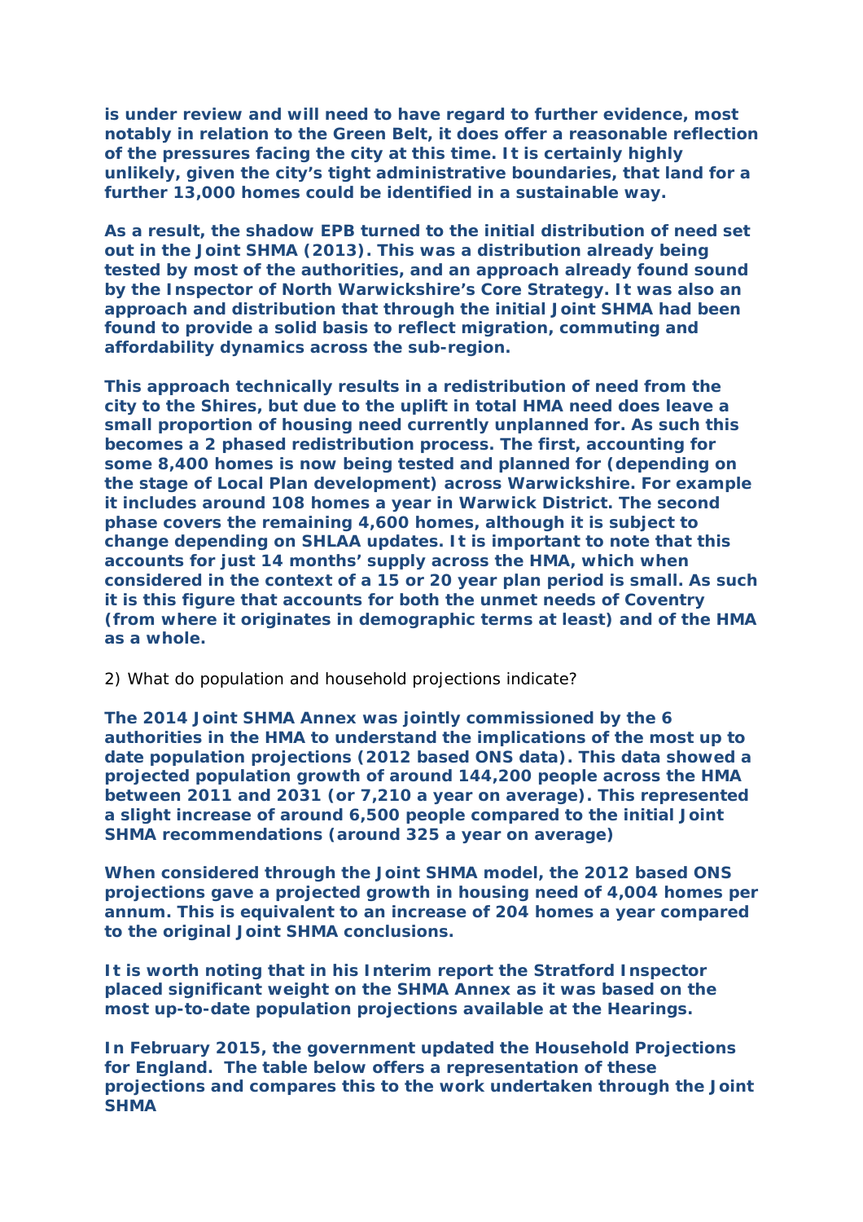**is under review and will need to have regard to further evidence, most notably in relation to the Green Belt, it does offer a reasonable reflection of the pressures facing the city at this time. It is certainly highly unlikely, given the city's tight administrative boundaries, that land for a further 13,000 homes could be identified in a sustainable way.**

**As a result, the shadow EPB turned to the initial distribution of need set out in the Joint SHMA (2013). This was a distribution already being tested by most of the authorities, and an approach already found sound by the Inspector of North Warwickshire's Core Strategy. It was also an approach and distribution that through the initial Joint SHMA had been found to provide a solid basis to reflect migration, commuting and affordability dynamics across the sub-region.**

**This approach technically results in a redistribution of need from the city to the Shires, but due to the uplift in total HMA need does leave a small proportion of housing need currently unplanned for. As such this becomes a 2 phased redistribution process. The first, accounting for some 8,400 homes is now being tested and planned for (depending on the stage of Local Plan development) across Warwickshire. For example it includes around 108 homes a year in Warwick District. The second phase covers the remaining 4,600 homes, although it is subject to change depending on SHLAA updates. It is important to note that this accounts for just 14 months' supply across the HMA, which when considered in the context of a 15 or 20 year plan period is small. As such it is this figure that accounts for both the unmet needs of Coventry (from where it originates in demographic terms at least) and of the HMA as a whole.**

2) What do population and household projections indicate?

**The 2014 Joint SHMA Annex was jointly commissioned by the 6 authorities in the HMA to understand the implications of the most up to date population projections (2012 based ONS data). This data showed a projected population growth of around 144,200 people across the HMA between 2011 and 2031 (or 7,210 a year on average). This represented a slight increase of around 6,500 people compared to the initial Joint SHMA recommendations (around 325 a year on average)**

**When considered through the Joint SHMA model, the 2012 based ONS projections gave a projected growth in housing need of 4,004 homes per annum. This is equivalent to an increase of 204 homes a year compared to the original Joint SHMA conclusions.**

**It is worth noting that in his Interim report the Stratford Inspector placed significant weight on the SHMA Annex as it was based on the most up-to-date population projections available at the Hearings.**

**In February 2015, the government updated the Household Projections for England. The table below offers a representation of these projections and compares this to the work undertaken through the Joint SHMA**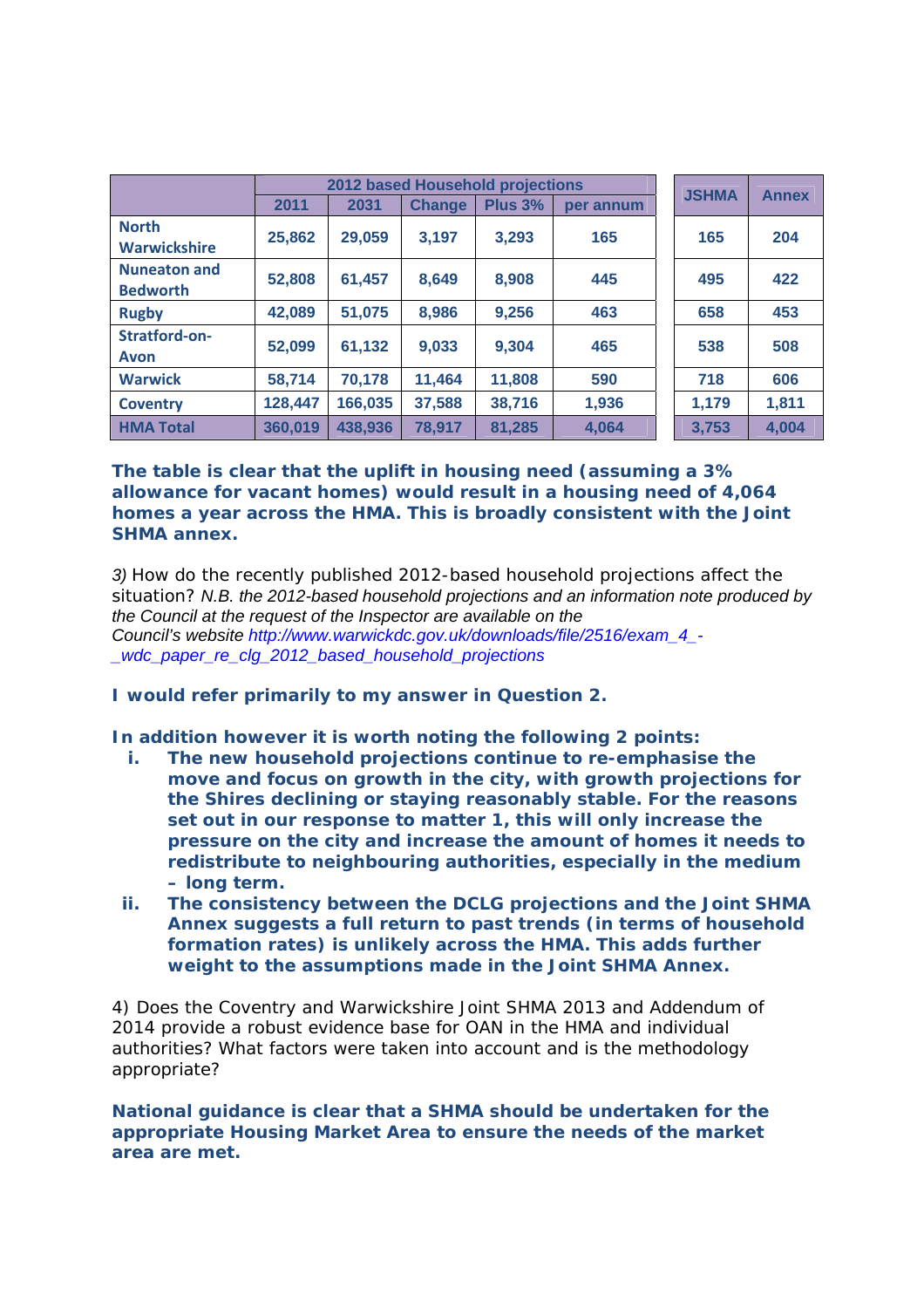| | 2012 based Household projections | | | | | JSHMA | Annex |
|---|---|---|---|---|---|---|---|
| | 2011 | 2031 | Change | Plus 3% | per annum | | |
| North Warwickshire | 25,862 | 29,059 | 3,197 | 3,293 | 165 | 165 | 204 |
| Nuneaton and Bedworth | 52,808 | 61,457 | 8,649 | 8,908 | 445 | 495 | 422 |
| Rugby | 42,089 | 51,075 | 8,986 | 9,256 | 463 | 658 | 453 |
| Stratford-on-Avon | 52,099 | 61,132 | 9,033 | 9,304 | 465 | 538 | 508 |
| Warwick | 58,714 | 70,178 | 11,464 | 11,808 | 590 | 718 | 606 |
| Coventry | 128,447 | 166,035 | 37,588 | 38,716 | 1,936 | 1,179 | 1,811 |
| HMA Total | 360,019 | 438,936 | 78,917 | 81,285 | 4,064 | 3,753 | 4,004 |

**The table is clear that the uplift in housing need (assuming a 3% allowance for vacant homes) would result in a housing need of 4,064 homes a year across the HMA. This is broadly consistent with the Joint SHMA annex.**

*3)* How do the recently published 2012-based household projections affect the situation? *N.B. the 2012-based household projections and an information note produced by the Council at the request of the Inspector are available on the Council's website http://www.warwickdc.gov.uk/downloads/file/2516/exam_4_-_wdc_paper_re_clg_2012_based_household_projections*

**I would refer primarily to my answer in Question 2.**

**In addition however it is worth noting the following 2 points:**

i. **The new household projections continue to re-emphasise the move and focus on growth in the city, with growth projections for the Shires declining or staying reasonably stable. For the reasons set out in our response to matter 1, this will only increase the pressure on the city and increase the amount of homes it needs to redistribute to neighbouring authorities, especially in the medium – long term.**
ii. **The consistency between the DCLG projections and the Joint SHMA Annex suggests a full return to past trends (in terms of household formation rates) is unlikely across the HMA. This adds further weight to the assumptions made in the Joint SHMA Annex.**

4) Does the Coventry and Warwickshire Joint SHMA 2013 and Addendum of 2014 provide a robust evidence base for OAN in the HMA and individual authorities? What factors were taken into account and is the methodology appropriate?

**National guidance is clear that a SHMA should be undertaken for the appropriate Housing Market Area to ensure the needs of the market area are met.**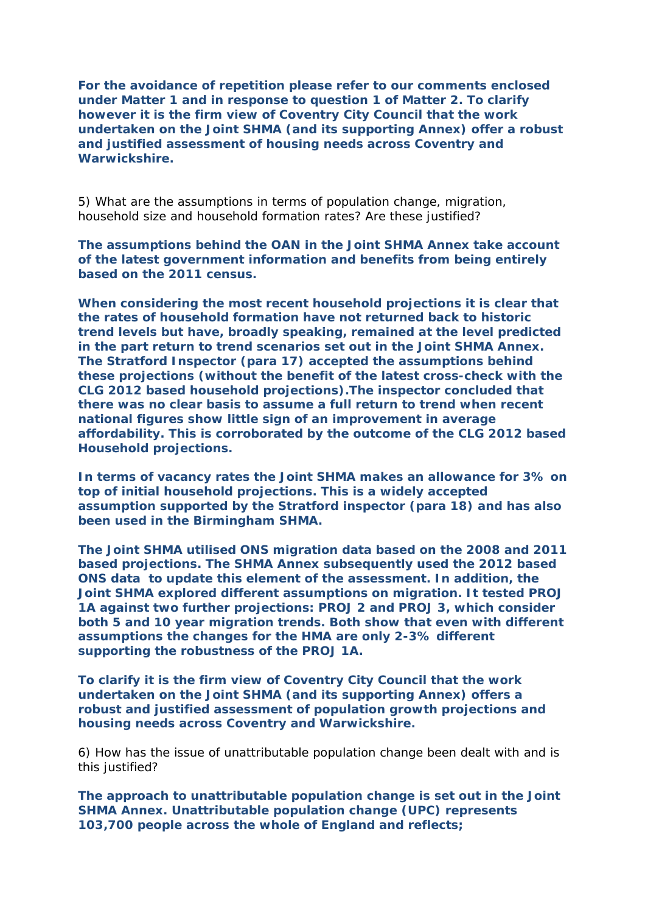**For the avoidance of repetition please refer to our comments enclosed under Matter 1 and in response to question 1 of Matter 2. To clarify however it is the firm view of Coventry City Council that the work undertaken on the Joint SHMA (and its supporting Annex) offer a robust and justified assessment of housing needs across Coventry and Warwickshire.**

5) What are the assumptions in terms of population change, migration, household size and household formation rates? Are these justified?

**The assumptions behind the OAN in the Joint SHMA Annex take account of the latest government information and benefits from being entirely based on the 2011 census.**

**When considering the most recent household projections it is clear that the rates of household formation have not returned back to historic trend levels but have, broadly speaking, remained at the level predicted in the part return to trend scenarios set out in the Joint SHMA Annex. The Stratford Inspector (para 17) accepted the assumptions behind these projections (without the benefit of the latest cross-check with the CLG 2012 based household projections).The inspector concluded that there was no clear basis to assume a full return to trend when recent national figures show little sign of an improvement in average affordability. This is corroborated by the outcome of the CLG 2012 based Household projections.**

**In terms of vacancy rates the Joint SHMA makes an allowance for 3% on top of initial household projections. This is a widely accepted assumption supported by the Stratford inspector (para 18) and has also been used in the Birmingham SHMA.**

**The Joint SHMA utilised ONS migration data based on the 2008 and 2011 based projections. The SHMA Annex subsequently used the 2012 based ONS data to update this element of the assessment. In addition, the Joint SHMA explored different assumptions on migration. It tested PROJ 1A against two further projections: PROJ 2 and PROJ 3, which consider both 5 and 10 year migration trends. Both show that even with different assumptions the changes for the HMA are only 2-3% different supporting the robustness of the PROJ 1A.**

**To clarify it is the firm view of Coventry City Council that the work undertaken on the Joint SHMA (and its supporting Annex) offers a robust and justified assessment of population growth projections and housing needs across Coventry and Warwickshire.**

6) How has the issue of unattributable population change been dealt with and is this justified?

**The approach to unattributable population change is set out in the Joint SHMA Annex. Unattributable population change (UPC) represents 103,700 people across the whole of England and reflects;**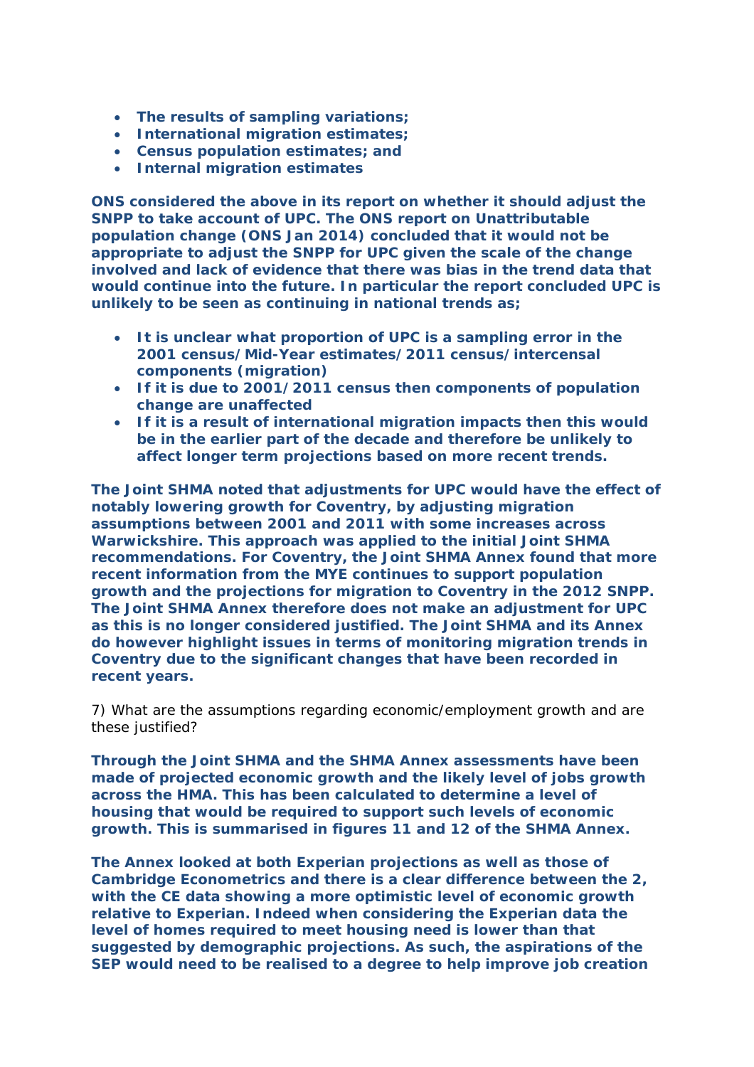- **The results of sampling variations;**
- **International migration estimates;**
- **Census population estimates; and**
- **Internal migration estimates**

**ONS considered the above in its report on whether it should adjust the SNPP to take account of UPC. The ONS report on Unattributable population change (ONS Jan 2014) concluded that it would not be appropriate to adjust the SNPP for UPC given the scale of the change involved and lack of evidence that there was bias in the trend data that would continue into the future. In particular the report concluded UPC is unlikely to be seen as continuing in national trends as;**

- **It is unclear what proportion of UPC is a sampling error in the 2001 census/Mid-Year estimates/2011 census/intercensal components (migration)**
- **If it is due to 2001/2011 census then components of population change are unaffected**
- **If it is a result of international migration impacts then this would be in the earlier part of the decade and therefore be unlikely to affect longer term projections based on more recent trends.**

**The Joint SHMA noted that adjustments for UPC would have the effect of notably lowering growth for Coventry, by adjusting migration assumptions between 2001 and 2011 with some increases across Warwickshire. This approach was applied to the initial Joint SHMA recommendations. For Coventry, the Joint SHMA Annex found that more recent information from the MYE continues to support population growth and the projections for migration to Coventry in the 2012 SNPP. The Joint SHMA Annex therefore does not make an adjustment for UPC as this is no longer considered justified. The Joint SHMA and its Annex do however highlight issues in terms of monitoring migration trends in Coventry due to the significant changes that have been recorded in recent years.**

7) What are the assumptions regarding economic/employment growth and are these justified?

**Through the Joint SHMA and the SHMA Annex assessments have been made of projected economic growth and the likely level of jobs growth across the HMA. This has been calculated to determine a level of housing that would be required to support such levels of economic growth. This is summarised in figures 11 and 12 of the SHMA Annex.**

**The Annex looked at both Experian projections as well as those of Cambridge Econometrics and there is a clear difference between the 2, with the CE data showing a more optimistic level of economic growth relative to Experian. Indeed when considering the Experian data the level of homes required to meet housing need is lower than that suggested by demographic projections. As such, the aspirations of the SEP would need to be realised to a degree to help improve job creation**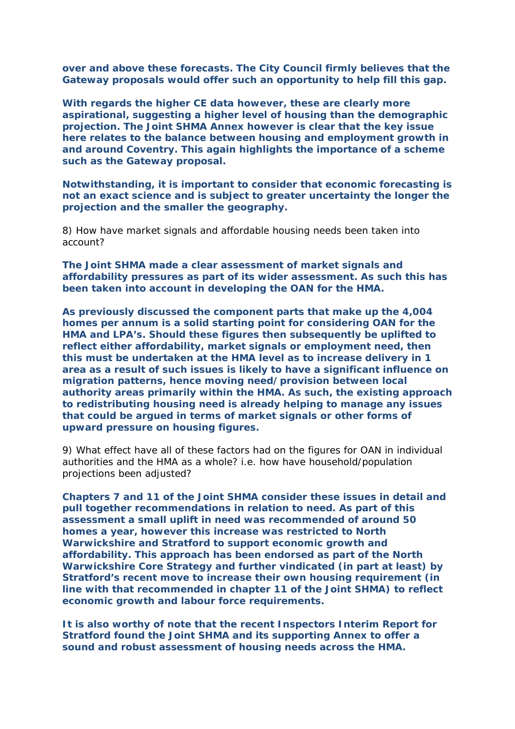**over and above these forecasts. The City Council firmly believes that the Gateway proposals would offer such an opportunity to help fill this gap.**

**With regards the higher CE data however, these are clearly more aspirational, suggesting a higher level of housing than the demographic projection. The Joint SHMA Annex however is clear that the key issue here relates to the balance between housing and employment growth in and around Coventry. This again highlights the importance of a scheme such as the Gateway proposal.**

**Notwithstanding, it is important to consider that economic forecasting is not an exact science and is subject to greater uncertainty the longer the projection and the smaller the geography.**

8) How have market signals and affordable housing needs been taken into account?

**The Joint SHMA made a clear assessment of market signals and affordability pressures as part of its wider assessment. As such this has been taken into account in developing the OAN for the HMA.**

**As previously discussed the component parts that make up the 4,004 homes per annum is a solid starting point for considering OAN for the HMA and LPA's. Should these figures then subsequently be uplifted to reflect either affordability, market signals or employment need, then this must be undertaken at the HMA level as to increase delivery in 1 area as a result of such issues is likely to have a significant influence on migration patterns, hence moving need/provision between local authority areas primarily within the HMA. As such, the existing approach to redistributing housing need is already helping to manage any issues that could be argued in terms of market signals or other forms of upward pressure on housing figures.**

9) What effect have all of these factors had on the figures for OAN in individual authorities and the HMA as a whole? i.e. how have household/population projections been adjusted?

**Chapters 7 and 11 of the Joint SHMA consider these issues in detail and pull together recommendations in relation to need. As part of this assessment a small uplift in need was recommended of around 50 homes a year, however this increase was restricted to North Warwickshire and Stratford to support economic growth and affordability. This approach has been endorsed as part of the North Warwickshire Core Strategy and further vindicated (in part at least) by Stratford's recent move to increase their own housing requirement (in line with that recommended in chapter 11 of the Joint SHMA) to reflect economic growth and labour force requirements.**

**It is also worthy of note that the recent Inspectors Interim Report for Stratford found the Joint SHMA and its supporting Annex to offer a sound and robust assessment of housing needs across the HMA.**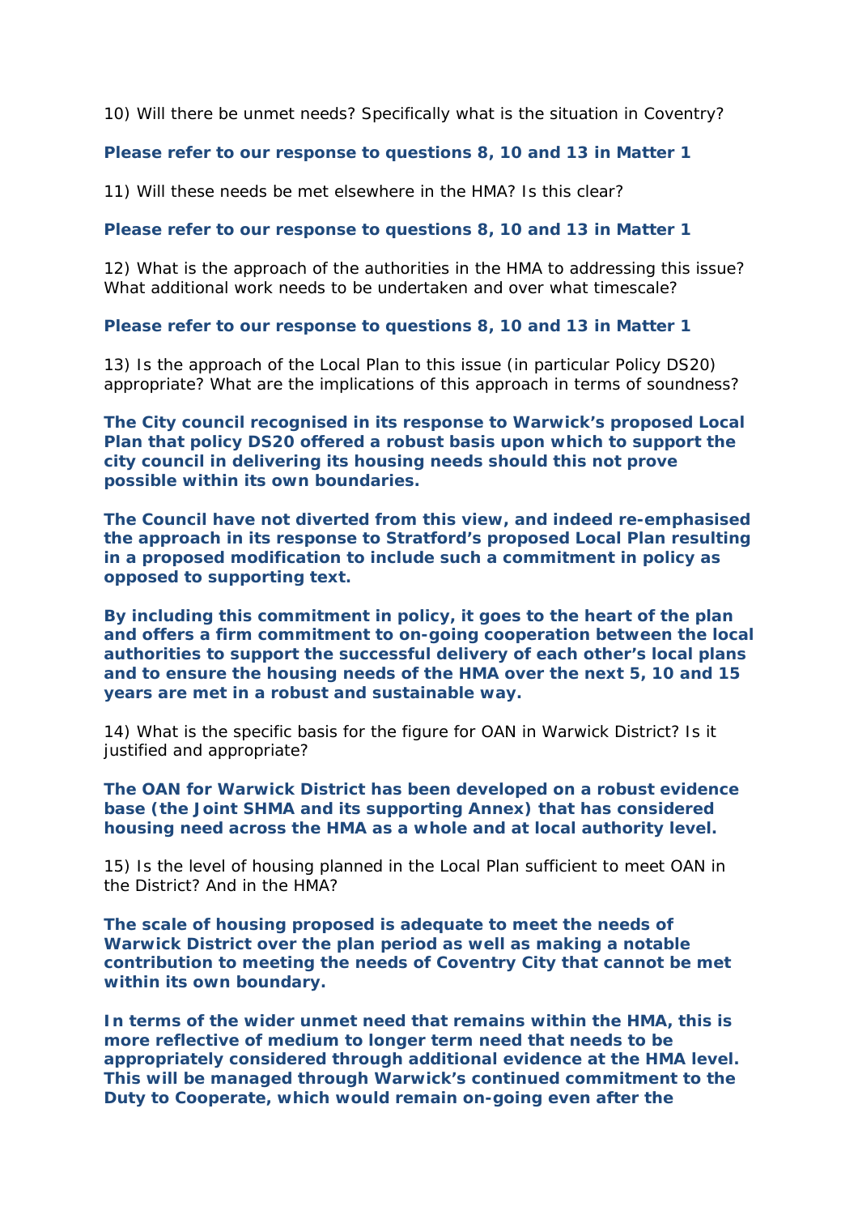10) Will there be unmet needs? Specifically what is the situation in Coventry?

**Please refer to our response to questions 8, 10 and 13 in Matter 1**

11) Will these needs be met elsewhere in the HMA? Is this clear?

**Please refer to our response to questions 8, 10 and 13 in Matter 1**

12) What is the approach of the authorities in the HMA to addressing this issue? What additional work needs to be undertaken and over what timescale?

**Please refer to our response to questions 8, 10 and 13 in Matter 1**

13) Is the approach of the Local Plan to this issue (in particular Policy DS20) appropriate? What are the implications of this approach in terms of soundness?

**The City council recognised in its response to Warwick's proposed Local Plan that policy DS20 offered a robust basis upon which to support the city council in delivering its housing needs should this not prove possible within its own boundaries.**

**The Council have not diverted from this view, and indeed re-emphasised the approach in its response to Stratford's proposed Local Plan resulting in a proposed modification to include such a commitment in policy as opposed to supporting text.**

**By including this commitment in policy, it goes to the heart of the plan and offers a firm commitment to on-going cooperation between the local authorities to support the successful delivery of each other's local plans and to ensure the housing needs of the HMA over the next 5, 10 and 15 years are met in a robust and sustainable way.**

14) What is the specific basis for the figure for OAN in Warwick District? Is it justified and appropriate?

**The OAN for Warwick District has been developed on a robust evidence base (the Joint SHMA and its supporting Annex) that has considered housing need across the HMA as a whole and at local authority level.**

15) Is the level of housing planned in the Local Plan sufficient to meet OAN in the District? And in the HMA?

**The scale of housing proposed is adequate to meet the needs of Warwick District over the plan period as well as making a notable contribution to meeting the needs of Coventry City that cannot be met within its own boundary.**

**In terms of the wider unmet need that remains within the HMA, this is more reflective of medium to longer term need that needs to be appropriately considered through additional evidence at the HMA level. This will be managed through Warwick's continued commitment to the Duty to Cooperate, which would remain on-going even after the**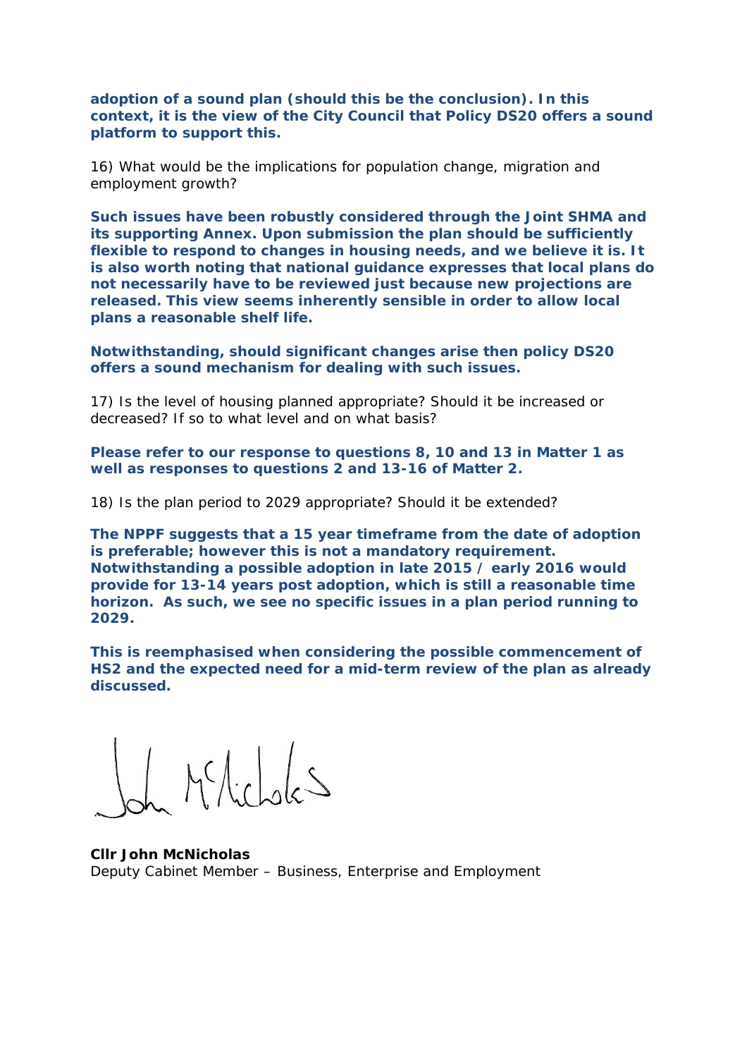**adoption of a sound plan (should this be the conclusion). In this context, it is the view of the City Council that Policy DS20 offers a sound platform to support this.**

16) What would be the implications for population change, migration and employment growth?

**Such issues have been robustly considered through the Joint SHMA and its supporting Annex. Upon submission the plan should be sufficiently flexible to respond to changes in housing needs, and we believe it is. It is also worth noting that national guidance expresses that local plans do not necessarily have to be reviewed just because new projections are released. This view seems inherently sensible in order to allow local plans a reasonable shelf life.**

**Notwithstanding, should significant changes arise then policy DS20 offers a sound mechanism for dealing with such issues.**

17) Is the level of housing planned appropriate? Should it be increased or decreased? If so to what level and on what basis?

**Please refer to our response to questions 8, 10 and 13 in Matter 1 as well as responses to questions 2 and 13-16 of Matter 2.**

18) Is the plan period to 2029 appropriate? Should it be extended?

**The NPPF suggests that a 15 year timeframe from the date of adoption is preferable; however this is not a mandatory requirement. Notwithstanding a possible adoption in late 2015 / early 2016 would provide for 13-14 years post adoption, which is still a reasonable time horizon. As such, we see no specific issues in a plan period running to 2029.**

**This is reemphasised when considering the possible commencement of HS2 and the expected need for a mid-term review of the plan as already discussed.**

John McNicholas

**Cllr John McNicholas**
Deputy Cabinet Member – Business, Enterprise and Employment